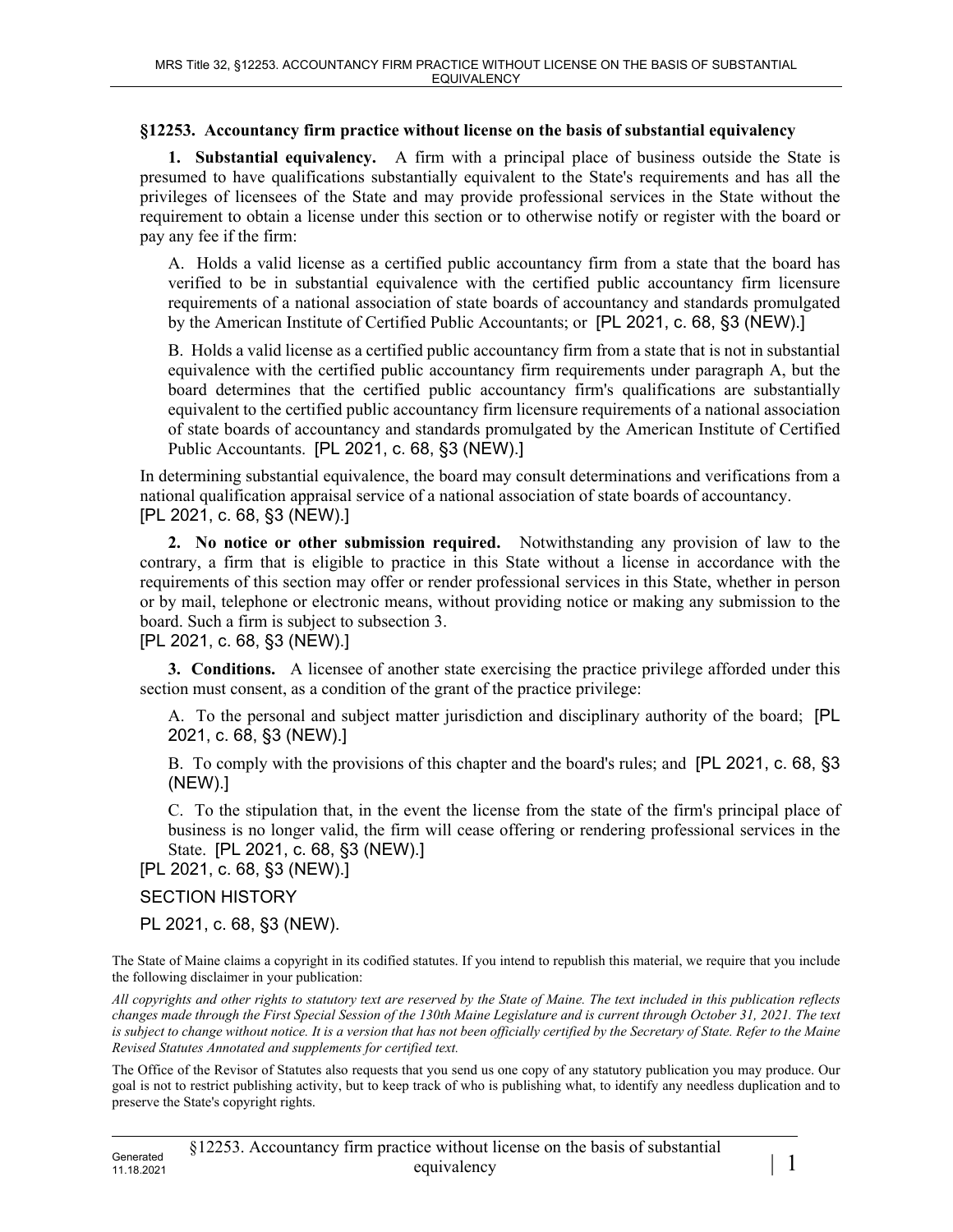**§12253. Accountancy firm practice without license on the basis of substantial equivalency**

**1. Substantial equivalency.** A firm with a principal place of business outside the State is presumed to have qualifications substantially equivalent to the State's requirements and has all the privileges of licensees of the State and may provide professional services in the State without the requirement to obtain a license under this section or to otherwise notify or register with the board or pay any fee if the firm:

A. Holds a valid license as a certified public accountancy firm from a state that the board has verified to be in substantial equivalence with the certified public accountancy firm licensure requirements of a national association of state boards of accountancy and standards promulgated by the American Institute of Certified Public Accountants; or [PL 2021, c. 68, §3 (NEW).]

B. Holds a valid license as a certified public accountancy firm from a state that is not in substantial equivalence with the certified public accountancy firm requirements under paragraph A, but the board determines that the certified public accountancy firm's qualifications are substantially equivalent to the certified public accountancy firm licensure requirements of a national association of state boards of accountancy and standards promulgated by the American Institute of Certified Public Accountants. [PL 2021, c. 68, §3 (NEW).]

In determining substantial equivalence, the board may consult determinations and verifications from a national qualification appraisal service of a national association of state boards of accountancy.
[PL 2021, c. 68, §3 (NEW).]

**2. No notice or other submission required.** Notwithstanding any provision of law to the contrary, a firm that is eligible to practice in this State without a license in accordance with the requirements of this section may offer or render professional services in this State, whether in person or by mail, telephone or electronic means, without providing notice or making any submission to the board. Such a firm is subject to subsection 3.
[PL 2021, c. 68, §3 (NEW).]

**3. Conditions.** A licensee of another state exercising the practice privilege afforded under this section must consent, as a condition of the grant of the practice privilege:

A. To the personal and subject matter jurisdiction and disciplinary authority of the board; [PL 2021, c. 68, §3 (NEW).]

B. To comply with the provisions of this chapter and the board's rules; and [PL 2021, c. 68, §3 (NEW).]

C. To the stipulation that, in the event the license from the state of the firm's principal place of business is no longer valid, the firm will cease offering or rendering professional services in the State. [PL 2021, c. 68, §3 (NEW).]

[PL 2021, c. 68, §3 (NEW).]

SECTION HISTORY

PL 2021, c. 68, §3 (NEW).

The State of Maine claims a copyright in its codified statutes. If you intend to republish this material, we require that you include the following disclaimer in your publication:

*All copyrights and other rights to statutory text are reserved by the State of Maine. The text included in this publication reflects changes made through the First Special Session of the 130th Maine Legislature and is current through October 31, 2021. The text is subject to change without notice. It is a version that has not been officially certified by the Secretary of State. Refer to the Maine Revised Statutes Annotated and supplements for certified text.*

The Office of the Revisor of Statutes also requests that you send us one copy of any statutory publication you may produce. Our goal is not to restrict publishing activity, but to keep track of who is publishing what, to identify any needless duplication and to preserve the State's copyright rights.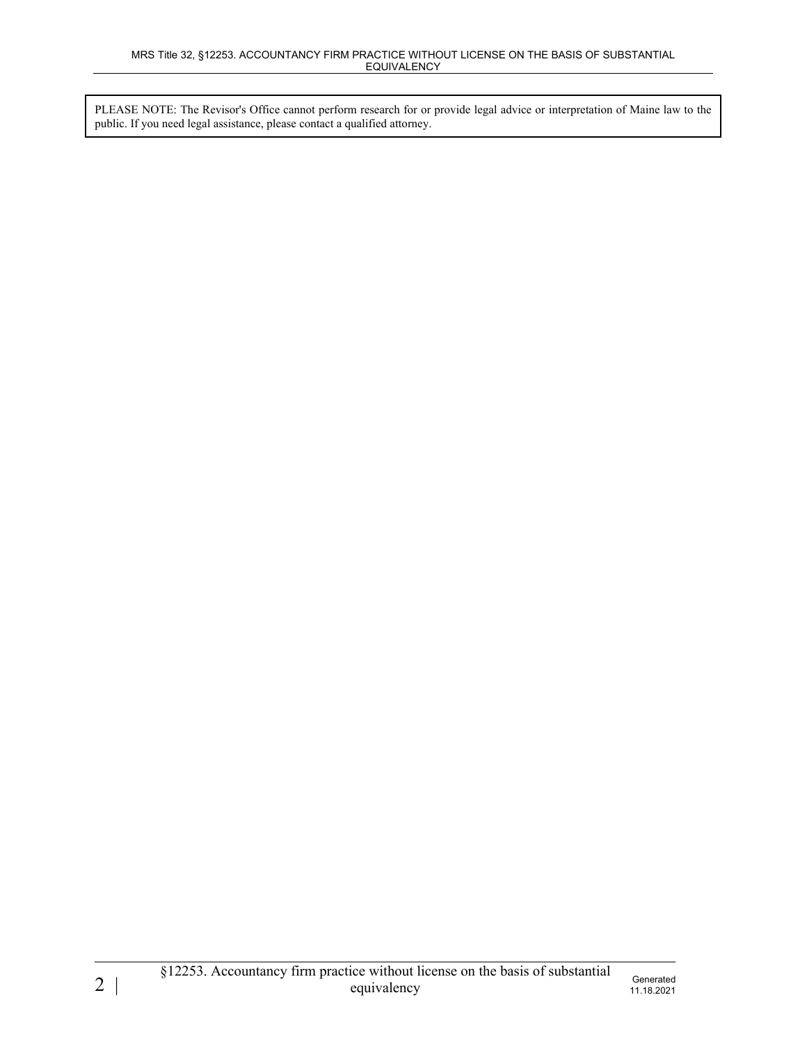PLEASE NOTE: The Revisor's Office cannot perform research for or provide legal advice or interpretation of Maine law to the public. If you need legal assistance, please contact a qualified attorney.